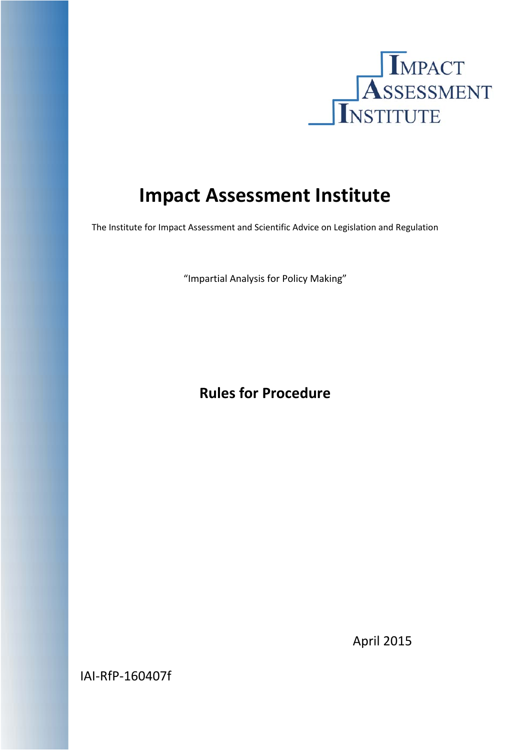IMPACT ASSESSMENT INSTITUTE

# Impact Assessment Institute

The Institute for Impact Assessment and Scientific Advice on Legislation and Regulation

"Impartial Analysis for Policy Making"

## Rules for Procedure

April 2015

IAI-RfP-160407f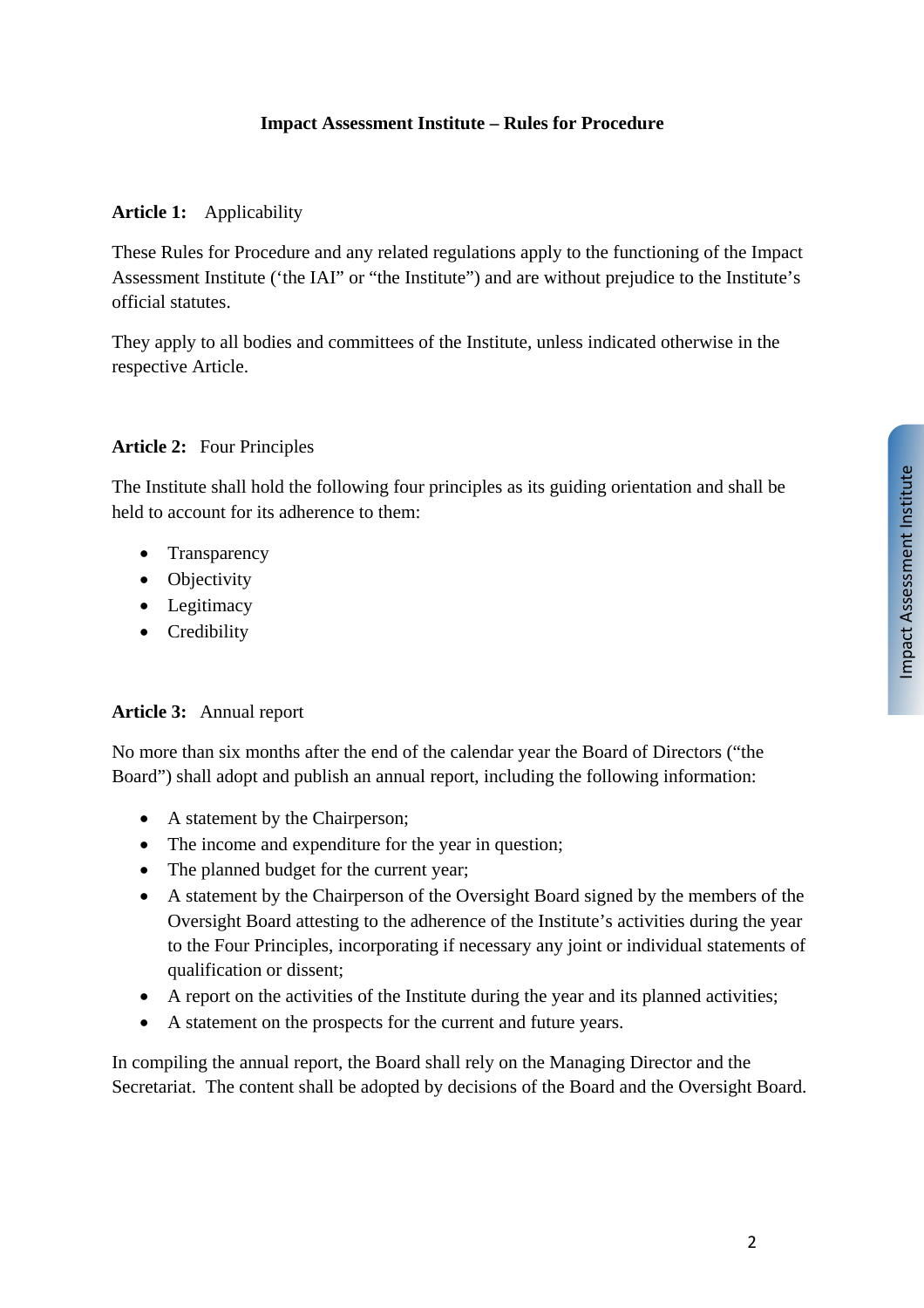# Impact Assessment Institute – Rules for Procedure

**Article 1:** Applicability

These Rules for Procedure and any related regulations apply to the functioning of the Impact Assessment Institute ('the IAI' or "the Institute") and are without prejudice to the Institute's official statutes.

They apply to all bodies and committees of the Institute, unless indicated otherwise in the respective Article.

**Article 2:** Four Principles

The Institute shall hold the following four principles as its guiding orientation and shall be held to account for its adherence to them:

- Transparency
- Objectivity
- Legitimacy
- Credibility

**Article 3:** Annual report

No more than six months after the end of the calendar year the Board of Directors ("the Board") shall adopt and publish an annual report, including the following information:

- A statement by the Chairperson;
- The income and expenditure for the year in question;
- The planned budget for the current year;
- A statement by the Chairperson of the Oversight Board signed by the members of the Oversight Board attesting to the adherence of the Institute's activities during the year to the Four Principles, incorporating if necessary any joint or individual statements of qualification or dissent;
- A report on the activities of the Institute during the year and its planned activities;
- A statement on the prospects for the current and future years.

In compiling the annual report, the Board shall rely on the Managing Director and the Secretariat. The content shall be adopted by decisions of the Board and the Oversight Board.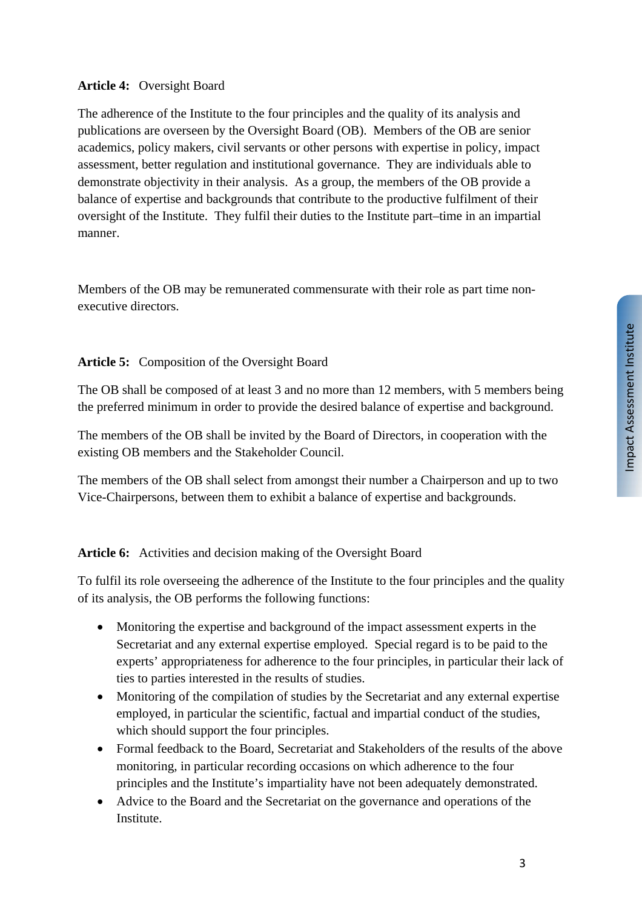**Article 4:** Oversight Board

The adherence of the Institute to the four principles and the quality of its analysis and publications are overseen by the Oversight Board (OB). Members of the OB are senior academics, policy makers, civil servants or other persons with expertise in policy, impact assessment, better regulation and institutional governance. They are individuals able to demonstrate objectivity in their analysis. As a group, the members of the OB provide a balance of expertise and backgrounds that contribute to the productive fulfilment of their oversight of the Institute. They fulfil their duties to the Institute part–time in an impartial manner.

Members of the OB may be remunerated commensurate with their role as part time non-executive directors.

**Article 5:** Composition of the Oversight Board

The OB shall be composed of at least 3 and no more than 12 members, with 5 members being the preferred minimum in order to provide the desired balance of expertise and background.

The members of the OB shall be invited by the Board of Directors, in cooperation with the existing OB members and the Stakeholder Council.

The members of the OB shall select from amongst their number a Chairperson and up to two Vice-Chairpersons, between them to exhibit a balance of expertise and backgrounds.

**Article 6:** Activities and decision making of the Oversight Board

To fulfil its role overseeing the adherence of the Institute to the four principles and the quality of its analysis, the OB performs the following functions:

- Monitoring the expertise and background of the impact assessment experts in the Secretariat and any external expertise employed. Special regard is to be paid to the experts' appropriateness for adherence to the four principles, in particular their lack of ties to parties interested in the results of studies.
- Monitoring of the compilation of studies by the Secretariat and any external expertise employed, in particular the scientific, factual and impartial conduct of the studies, which should support the four principles.
- Formal feedback to the Board, Secretariat and Stakeholders of the results of the above monitoring, in particular recording occasions on which adherence to the four principles and the Institute's impartiality have not been adequately demonstrated.
- Advice to the Board and the Secretariat on the governance and operations of the Institute.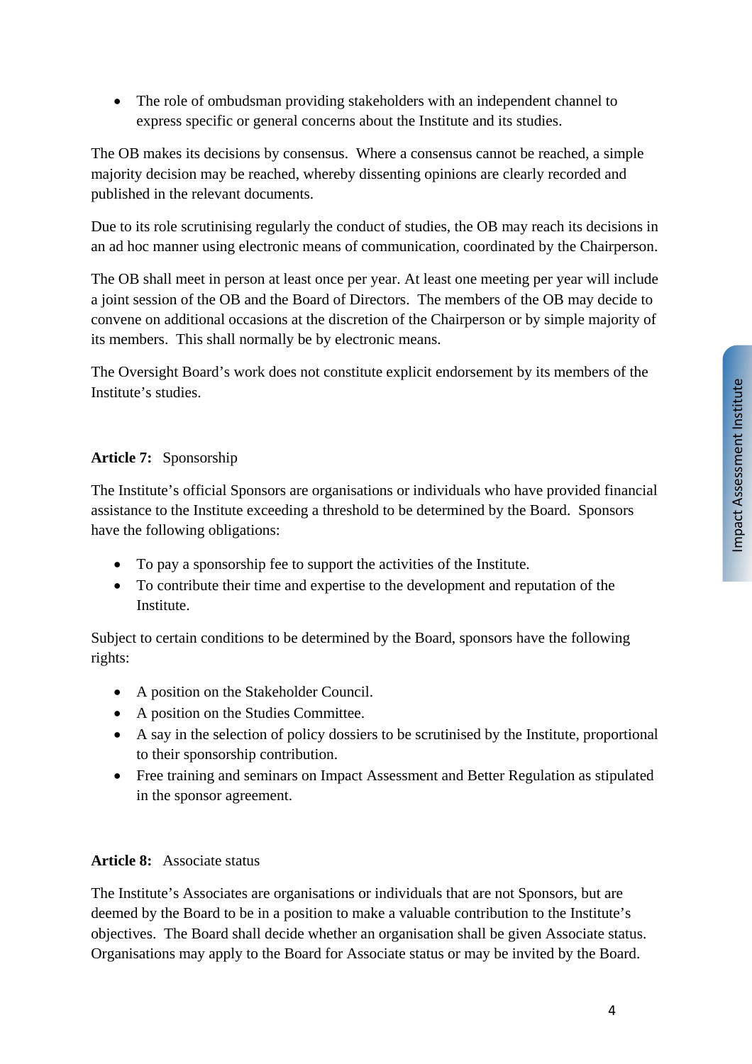- The role of ombudsman providing stakeholders with an independent channel to express specific or general concerns about the Institute and its studies.

The OB makes its decisions by consensus. Where a consensus cannot be reached, a simple majority decision may be reached, whereby dissenting opinions are clearly recorded and published in the relevant documents.

Due to its role scrutinising regularly the conduct of studies, the OB may reach its decisions in an ad hoc manner using electronic means of communication, coordinated by the Chairperson.

The OB shall meet in person at least once per year. At least one meeting per year will include a joint session of the OB and the Board of Directors. The members of the OB may decide to convene on additional occasions at the discretion of the Chairperson or by simple majority of its members. This shall normally be by electronic means.

The Oversight Board's work does not constitute explicit endorsement by its members of the Institute's studies.

**Article 7:** Sponsorship

The Institute's official Sponsors are organisations or individuals who have provided financial assistance to the Institute exceeding a threshold to be determined by the Board. Sponsors have the following obligations:

- To pay a sponsorship fee to support the activities of the Institute.
- To contribute their time and expertise to the development and reputation of the Institute.

Subject to certain conditions to be determined by the Board, sponsors have the following rights:

- A position on the Stakeholder Council.
- A position on the Studies Committee.
- A say in the selection of policy dossiers to be scrutinised by the Institute, proportional to their sponsorship contribution.
- Free training and seminars on Impact Assessment and Better Regulation as stipulated in the sponsor agreement.

**Article 8:** Associate status

The Institute's Associates are organisations or individuals that are not Sponsors, but are deemed by the Board to be in a position to make a valuable contribution to the Institute's objectives. The Board shall decide whether an organisation shall be given Associate status. Organisations may apply to the Board for Associate status or may be invited by the Board.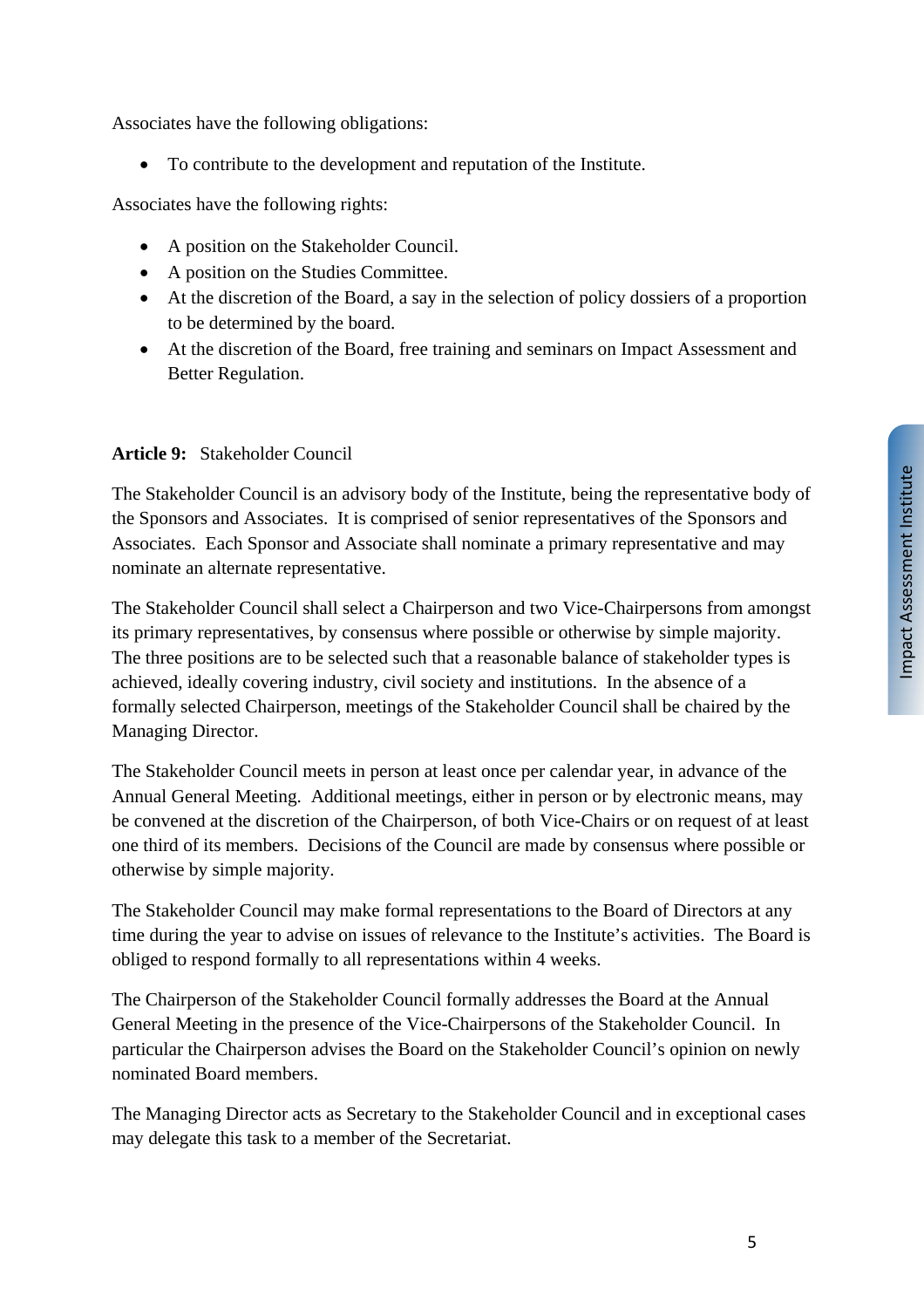Associates have the following obligations:

- To contribute to the development and reputation of the Institute.

Associates have the following rights:

- A position on the Stakeholder Council.
- A position on the Studies Committee.
- At the discretion of the Board, a say in the selection of policy dossiers of a proportion to be determined by the board.
- At the discretion of the Board, free training and seminars on Impact Assessment and Better Regulation.

**Article 9:** Stakeholder Council

The Stakeholder Council is an advisory body of the Institute, being the representative body of the Sponsors and Associates. It is comprised of senior representatives of the Sponsors and Associates. Each Sponsor and Associate shall nominate a primary representative and may nominate an alternate representative.

The Stakeholder Council shall select a Chairperson and two Vice-Chairpersons from amongst its primary representatives, by consensus where possible or otherwise by simple majority. The three positions are to be selected such that a reasonable balance of stakeholder types is achieved, ideally covering industry, civil society and institutions. In the absence of a formally selected Chairperson, meetings of the Stakeholder Council shall be chaired by the Managing Director.

The Stakeholder Council meets in person at least once per calendar year, in advance of the Annual General Meeting. Additional meetings, either in person or by electronic means, may be convened at the discretion of the Chairperson, of both Vice-Chairs or on request of at least one third of its members. Decisions of the Council are made by consensus where possible or otherwise by simple majority.

The Stakeholder Council may make formal representations to the Board of Directors at any time during the year to advise on issues of relevance to the Institute's activities. The Board is obliged to respond formally to all representations within 4 weeks.

The Chairperson of the Stakeholder Council formally addresses the Board at the Annual General Meeting in the presence of the Vice-Chairpersons of the Stakeholder Council. In particular the Chairperson advises the Board on the Stakeholder Council's opinion on newly nominated Board members.

The Managing Director acts as Secretary to the Stakeholder Council and in exceptional cases may delegate this task to a member of the Secretariat.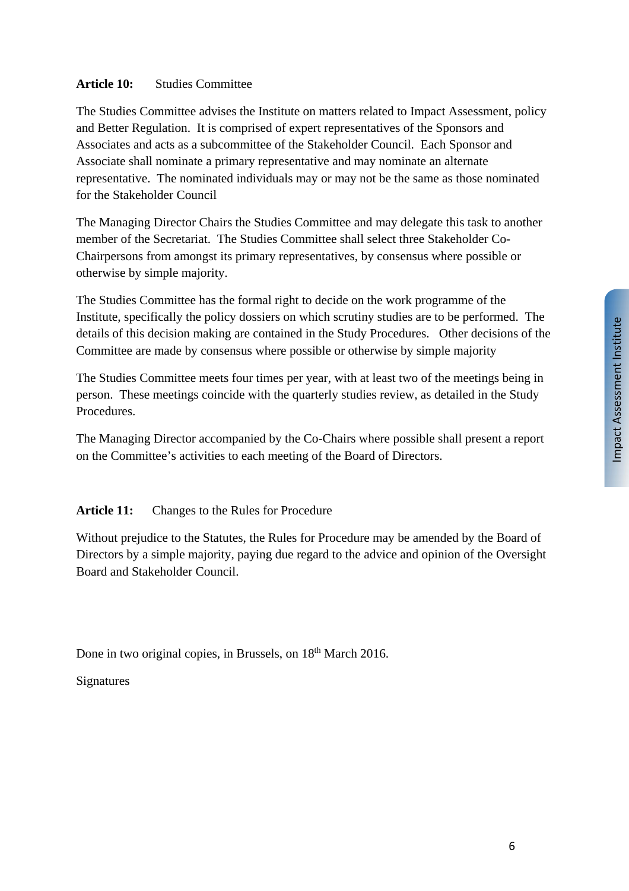**Article 10:** Studies Committee

The Studies Committee advises the Institute on matters related to Impact Assessment, policy and Better Regulation. It is comprised of expert representatives of the Sponsors and Associates and acts as a subcommittee of the Stakeholder Council. Each Sponsor and Associate shall nominate a primary representative and may nominate an alternate representative. The nominated individuals may or may not be the same as those nominated for the Stakeholder Council

The Managing Director Chairs the Studies Committee and may delegate this task to another member of the Secretariat. The Studies Committee shall select three Stakeholder Co-Chairpersons from amongst its primary representatives, by consensus where possible or otherwise by simple majority.

The Studies Committee has the formal right to decide on the work programme of the Institute, specifically the policy dossiers on which scrutiny studies are to be performed. The details of this decision making are contained in the Study Procedures. Other decisions of the Committee are made by consensus where possible or otherwise by simple majority

The Studies Committee meets four times per year, with at least two of the meetings being in person. These meetings coincide with the quarterly studies review, as detailed in the Study Procedures.

The Managing Director accompanied by the Co-Chairs where possible shall present a report on the Committee's activities to each meeting of the Board of Directors.

**Article 11:** Changes to the Rules for Procedure

Without prejudice to the Statutes, the Rules for Procedure may be amended by the Board of Directors by a simple majority, paying due regard to the advice and opinion of the Oversight Board and Stakeholder Council.

Done in two original copies, in Brussels, on 18th March 2016.

Signatures